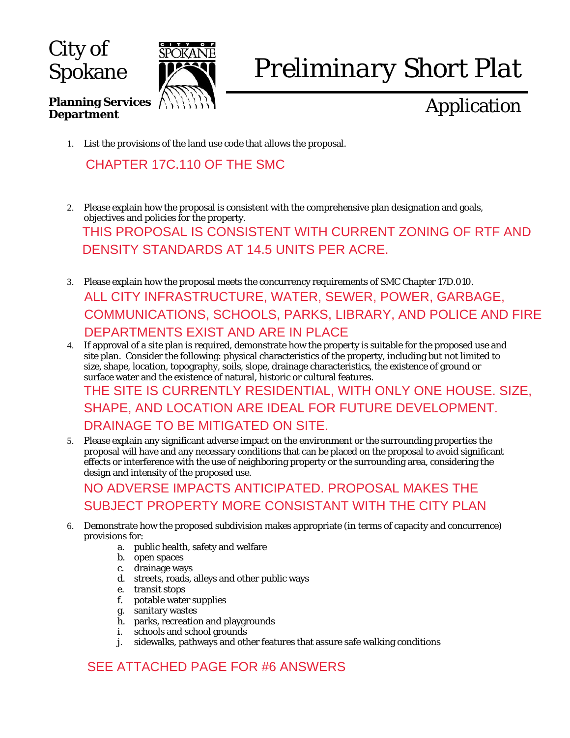City of Spokane

**Planning Services Department**

# Preliminary Short Plat

## Application

1. List the provisions of the land use code that allows the proposal.

   CHAPTER 17C.110 OF THE SMC

2. Please explain how the proposal is consistent with the comprehensive plan designation and goals, objectives and policies for the property.

   THIS PROPOSAL IS CONSISTENT WITH CURRENT ZONING OF RTF AND DENSITY STANDARDS AT 14.5 UNITS PER ACRE.

3. Please explain how the proposal meets the concurrency requirements of SMC Chapter 17D.010.

   ALL CITY INFRASTRUCTURE, WATER, SEWER, POWER, GARBAGE, COMMUNICATIONS, SCHOOLS, PARKS, LIBRARY, AND POLICE AND FIRE DEPARTMENTS EXIST AND ARE IN PLACE

4. If approval of a site plan is required, demonstrate how the property is suitable for the proposed use and site plan. Consider the following: physical characteristics of the property, including but not limited to size, shape, location, topography, soils, slope, drainage characteristics, the existence of ground or surface water and the existence of natural, historic or cultural features.

   THE SITE IS CURRENTLY RESIDENTIAL, WITH ONLY ONE HOUSE. SIZE, SHAPE, AND LOCATION ARE IDEAL FOR FUTURE DEVELOPMENT. DRAINAGE TO BE MITIGATED ON SITE.

5. Please explain any significant adverse impact on the environment or the surrounding properties the proposal will have and any necessary conditions that can be placed on the proposal to avoid significant effects or interference with the use of neighboring property or the surrounding area, considering the design and intensity of the proposed use.

   NO ADVERSE IMPACTS ANTICIPATED. PROPOSAL MAKES THE SUBJECT PROPERTY MORE CONSISTANT WITH THE CITY PLAN

6. Demonstrate how the proposed subdivision makes appropriate (in terms of capacity and concurrence) provisions for:
   a. public health, safety and welfare
   b. open spaces
   c. drainage ways
   d. streets, roads, alleys and other public ways
   e. transit stops
   f. potable water supplies
   g. sanitary wastes
   h. parks, recreation and playgrounds
   i. schools and school grounds
   j. sidewalks, pathways and other features that assure safe walking conditions

   SEE ATTACHED PAGE FOR #6 ANSWERS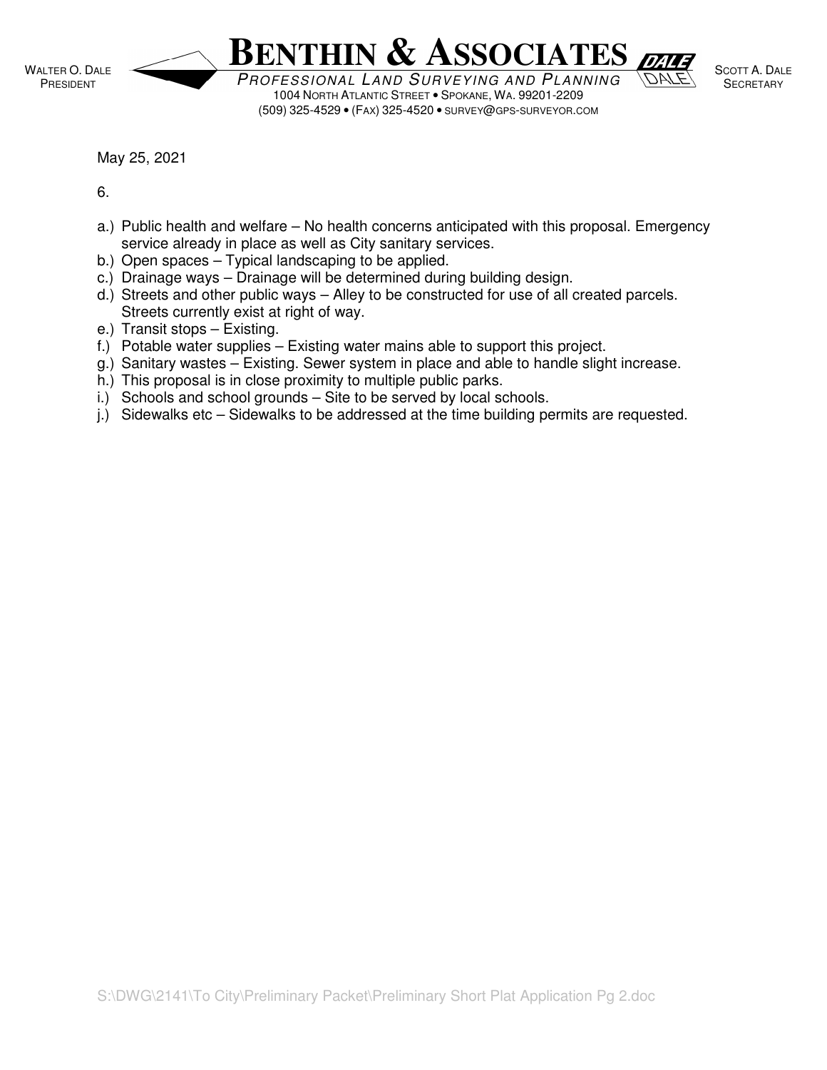WALTER O. DALE
PRESIDENT

# BENTHIN & ASSOCIATES

*PROFESSIONAL LAND SURVEYING AND PLANNING*
1004 NORTH ATLANTIC STREET • SPOKANE, WA. 99201-2209
(509) 325-4529 • (FAX) 325-4520 • SURVEY@GPS-SURVEYOR.COM

SCOTT A. DALE
SECRETARY

May 25, 2021

6.

a.) Public health and welfare – No health concerns anticipated with this proposal. Emergency service already in place as well as City sanitary services.
b.) Open spaces – Typical landscaping to be applied.
c.) Drainage ways – Drainage will be determined during building design.
d.) Streets and other public ways – Alley to be constructed for use of all created parcels. Streets currently exist at right of way.
e.) Transit stops – Existing.
f.) Potable water supplies – Existing water mains able to support this project.
g.) Sanitary wastes – Existing. Sewer system in place and able to handle slight increase.
h.) This proposal is in close proximity to multiple public parks.
i.) Schools and school grounds – Site to be served by local schools.
j.) Sidewalks etc – Sidewalks to be addressed at the time building permits are requested.

S:\DWG\2141\To City\Preliminary Packet\Preliminary Short Plat Application Pg 2.doc